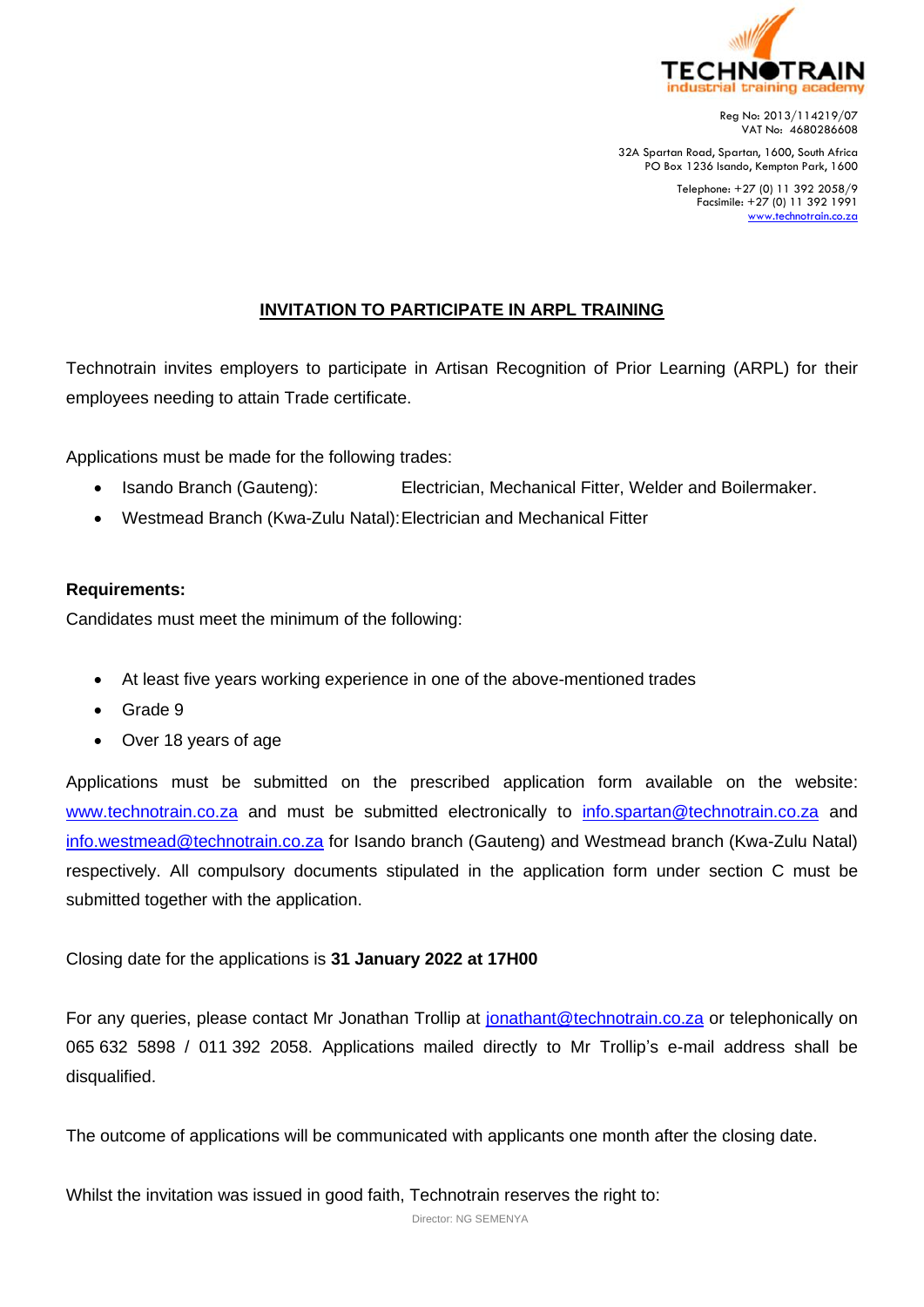TECHNOTRAIN
industrial training academy

Reg No: 2013/114219/07
VAT No: 4680286608

32A Spartan Road, Spartan, 1600, South Africa
PO Box 1236 Isando, Kempton Park, 1600

Telephone: +27 (0) 11 392 2058/9
Facsimile: +27 (0) 11 392 1991
www.technotrain.co.za

## INVITATION TO PARTICIPATE IN ARPL TRAINING

Technotrain invites employers to participate in Artisan Recognition of Prior Learning (ARPL) for their employees needing to attain Trade certificate.

Applications must be made for the following trades:

- Isando Branch (Gauteng): Electrician, Mechanical Fitter, Welder and Boilermaker.
- Westmead Branch (Kwa-Zulu Natal): Electrician and Mechanical Fitter

**Requirements:**

Candidates must meet the minimum of the following:

- At least five years working experience in one of the above-mentioned trades
- Grade 9
- Over 18 years of age

Applications must be submitted on the prescribed application form available on the website: www.technotrain.co.za and must be submitted electronically to info.spartan@technotrain.co.za and info.westmead@technotrain.co.za for Isando branch (Gauteng) and Westmead branch (Kwa-Zulu Natal) respectively. All compulsory documents stipulated in the application form under section C must be submitted together with the application.

Closing date for the applications is **31 January 2022 at 17H00**

For any queries, please contact Mr Jonathan Trollip at jonathant@technotrain.co.za or telephonically on 065 632 5898 / 011 392 2058. Applications mailed directly to Mr Trollip's e-mail address shall be disqualified.

The outcome of applications will be communicated with applicants one month after the closing date.

Whilst the invitation was issued in good faith, Technotrain reserves the right to:

Director: NG SEMENYA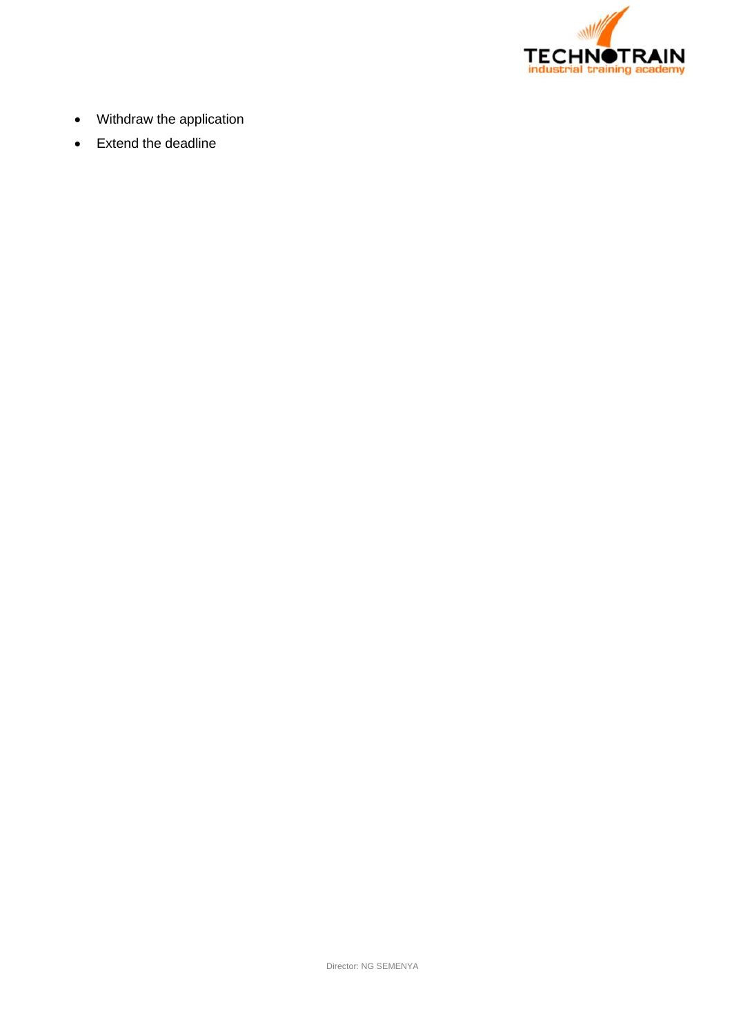- Withdraw the application
- Extend the deadline